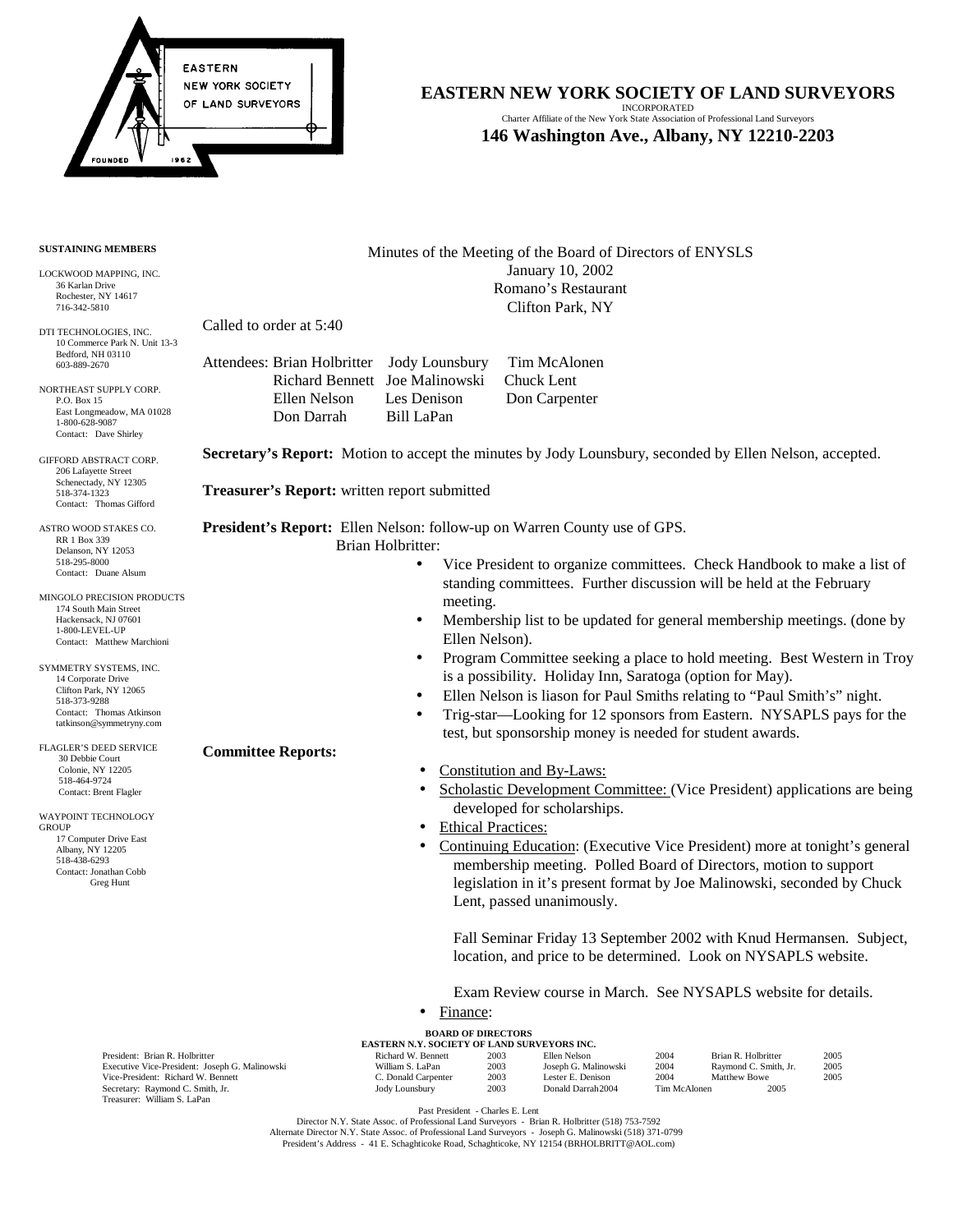# EASTERN NEW YORK SOCIETY OF LAND SURVEYORS

INCORPORATED
Charter Affiliate of the New York State Association of Professional Land Surveyors

**146 Washington Ave., Albany, NY 12210-2203**

**SUSTAINING MEMBERS**

LOCKWOOD MAPPING, INC.
36 Karlan Drive
Rochester, NY 14617
716-342-5810

DTI TECHNOLOGIES, INC.
10 Commerce Park N. Unit 13-3
Bedford, NH 03110
603-889-2670

NORTHEAST SUPPLY CORP.
P.O. Box 15
East Longmeadow, MA 01028
1-800-628-9087
Contact: Dave Shirley

GIFFORD ABSTRACT CORP.
206 Lafayette Street
Schenectady, NY 12305
518-374-1323
Contact: Thomas Gifford

ASTRO WOOD STAKES CO.
RR 1 Box 339
Delanson, NY 12053
518-295-8000
Contact: Duane Alsum

MINGOLO PRECISION PRODUCTS
174 South Main Street
Hackensack, NJ 07601
1-800-LEVEL-UP
Contact: Matthew Marchioni

SYMMETRY SYSTEMS, INC.
14 Corporate Drive
Clifton Park, NY 12065
518-373-9288
Contact: Thomas Atkinson
tatkinson@symmetryny.com

FLAGLER'S DEED SERVICE
30 Debbie Court
Colonie, NY 12205
518-464-9724
Contact: Brent Flagler

WAYPOINT TECHNOLOGY GROUP
17 Computer Drive East
Albany, NY 12205
518-438-6293
Contact: Jonathan Cobb
Greg Hunt

Minutes of the Meeting of the Board of Directors of ENYSLS
January 10, 2002
Romano's Restaurant
Clifton Park, NY

Called to order at 5:40

Attendees: Brian Holbritter, Jody Lounsbury, Tim McAlonen, Richard Bennett, Joe Malinowski, Chuck Lent, Ellen Nelson, Les Denison, Don Carpenter, Don Darrah, Bill LaPan

**Secretary's Report:** Motion to accept the minutes by Jody Lounsbury, seconded by Ellen Nelson, accepted.

**Treasurer's Report:** written report submitted

**President's Report:** Ellen Nelson: follow-up on Warren County use of GPS.

Brian Holbritter:

- Vice President to organize committees. Check Handbook to make a list of standing committees. Further discussion will be held at the February meeting.
- Membership list to be updated for general membership meetings. (done by Ellen Nelson).
- Program Committee seeking a place to hold meeting. Best Western in Troy is a possibility. Holiday Inn, Saratoga (option for May).
- Ellen Nelson is liason for Paul Smiths relating to "Paul Smith's" night.
- Trig-star—Looking for 12 sponsors from Eastern. NYSAPLS pays for the test, but sponsorship money is needed for student awards.

**Committee Reports:**

- Constitution and By-Laws:
- Scholastic Development Committee: (Vice President) applications are being developed for scholarships.
- Ethical Practices:
- Continuing Education: (Executive Vice President) more at tonight's general membership meeting. Polled Board of Directors, motion to support legislation in it's present format by Joe Malinowski, seconded by Chuck Lent, passed unanimously.

  Fall Seminar Friday 13 September 2002 with Knud Hermansen. Subject, location, and price to be determined. Look on NYSAPLS website.

  Exam Review course in March. See NYSAPLS website for details.
- Finance:

**BOARD OF DIRECTORS**
**EASTERN N.Y. SOCIETY OF LAND SURVEYORS INC.**

| Officers | Director | Term | Director | Term | Director | Term |
|---|---|---|---|---|---|---|
| President: Brian R. Holbritter | Richard W. Bennett | 2003 | Ellen Nelson | 2004 | Brian R. Holbritter | 2005 |
| Executive Vice-President: Joseph G. Malinowski | William S. LaPan | 2003 | Joseph G. Malinowski | 2004 | Raymond C. Smith, Jr. | 2005 |
| Vice-President: Richard W. Bennett | C. Donald Carpenter | 2003 | Lester E. Denison | 2004 | Matthew Bowe | 2005 |
| Secretary: Raymond C. Smith, Jr. | Jody Lounsbury | 2003 | Donald Darrah | 2004 | Tim McAlonen | 2005 |
| Treasurer: William S. LaPan | | | | | | |

Past President - Charles E. Lent
Director N.Y. State Assoc. of Professional Land Surveyors - Brian R. Holbritter (518) 753-7592
Alternate Director N.Y. State Assoc. of Professional Land Surveyors - Joseph G. Malinowski (518) 371-0799
President's Address - 41 E. Schaghticoke Road, Schaghticoke, NY 12154 (BRHOLBRITT@AOL.com)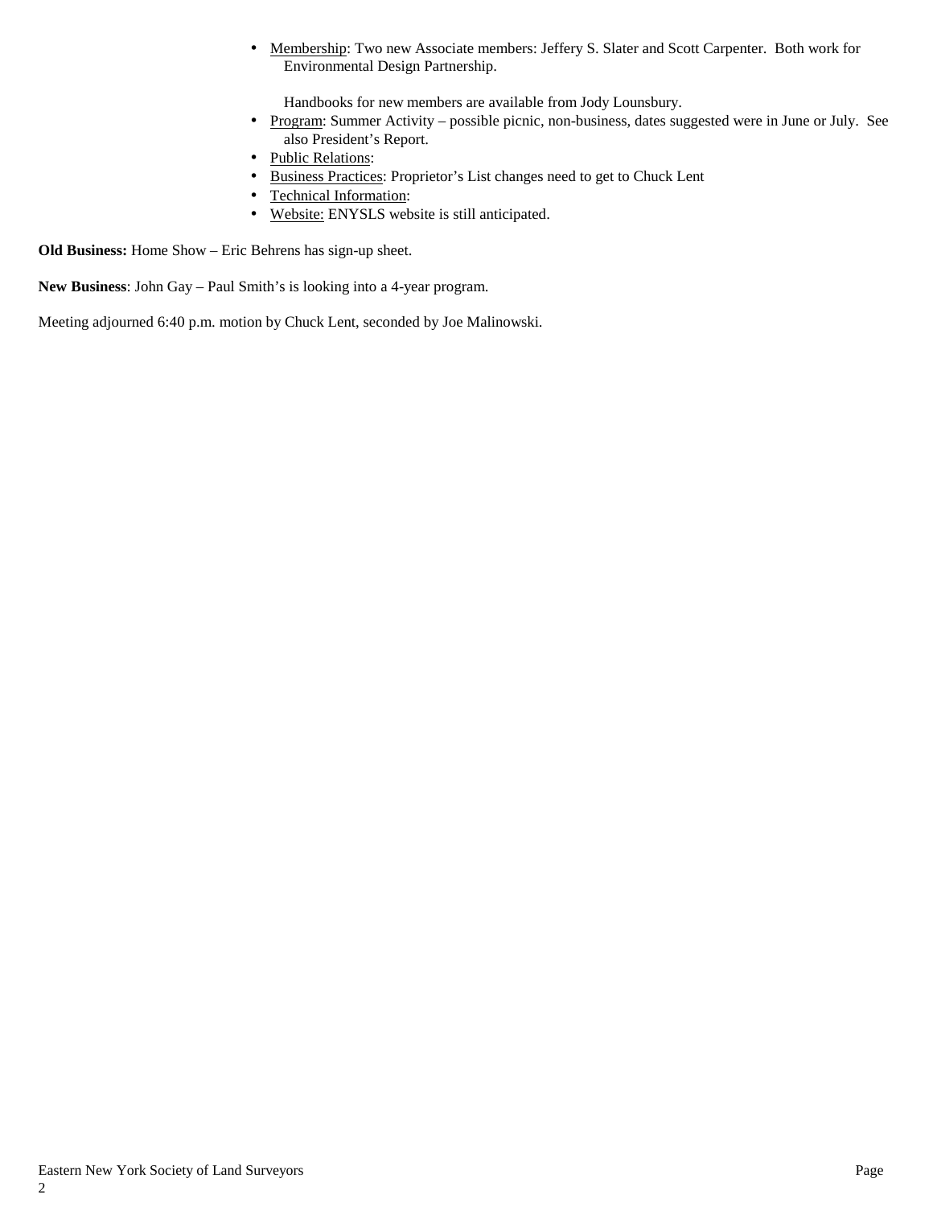- Membership: Two new Associate members: Jeffery S. Slater and Scott Carpenter. Both work for Environmental Design Partnership.

  Handbooks for new members are available from Jody Lounsbury.
- Program: Summer Activity – possible picnic, non-business, dates suggested were in June or July. See also President's Report.
- Public Relations:
- Business Practices: Proprietor's List changes need to get to Chuck Lent
- Technical Information:
- Website: ENYSLS website is still anticipated.

**Old Business:** Home Show – Eric Behrens has sign-up sheet.

**New Business**: John Gay – Paul Smith's is looking into a 4-year program.

Meeting adjourned 6:40 p.m. motion by Chuck Lent, seconded by Joe Malinowski.